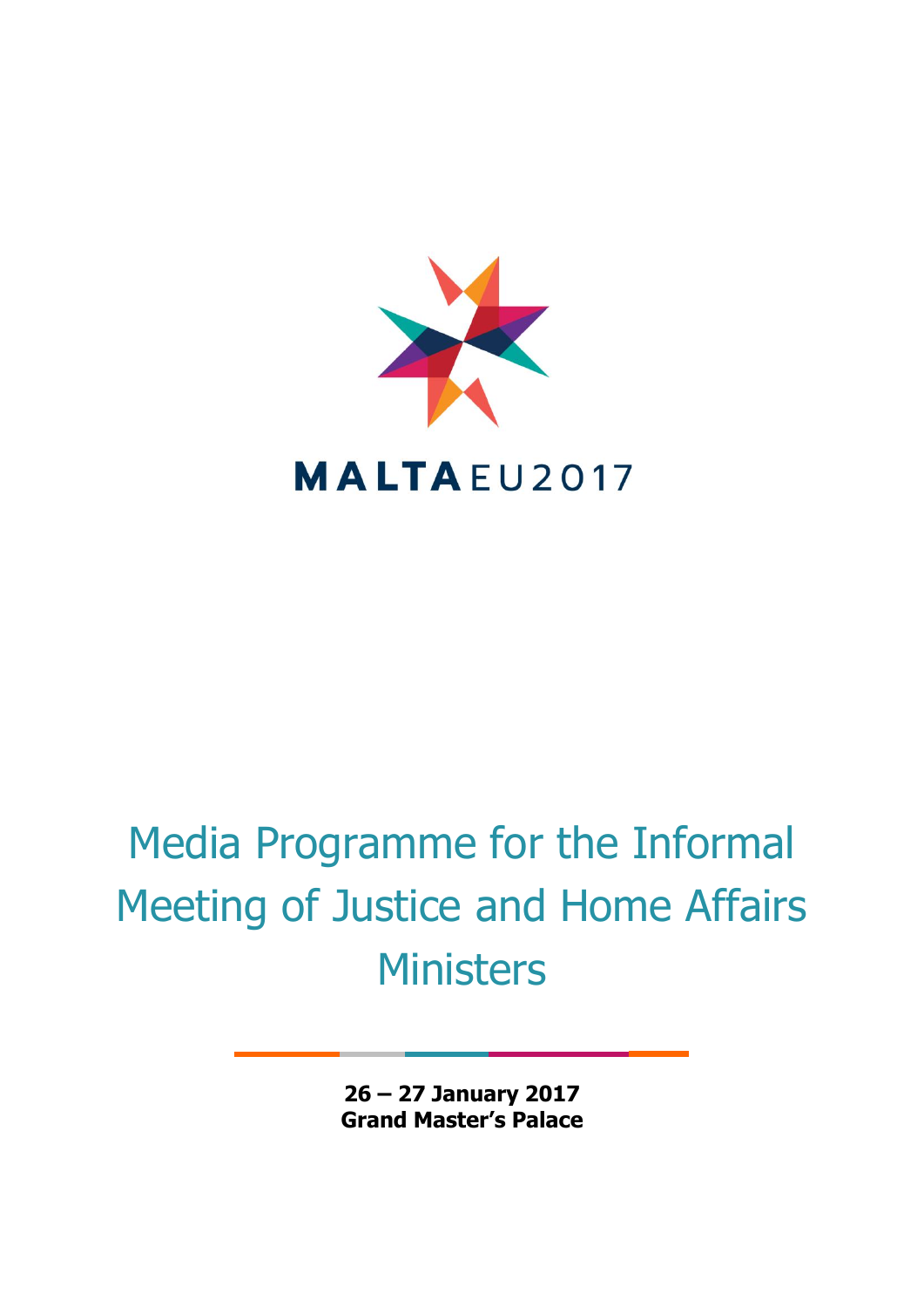MALTA EU2017

# Media Programme for the Informal Meeting of Justice and Home Affairs Ministers

**26 – 27 January 2017**
**Grand Master's Palace**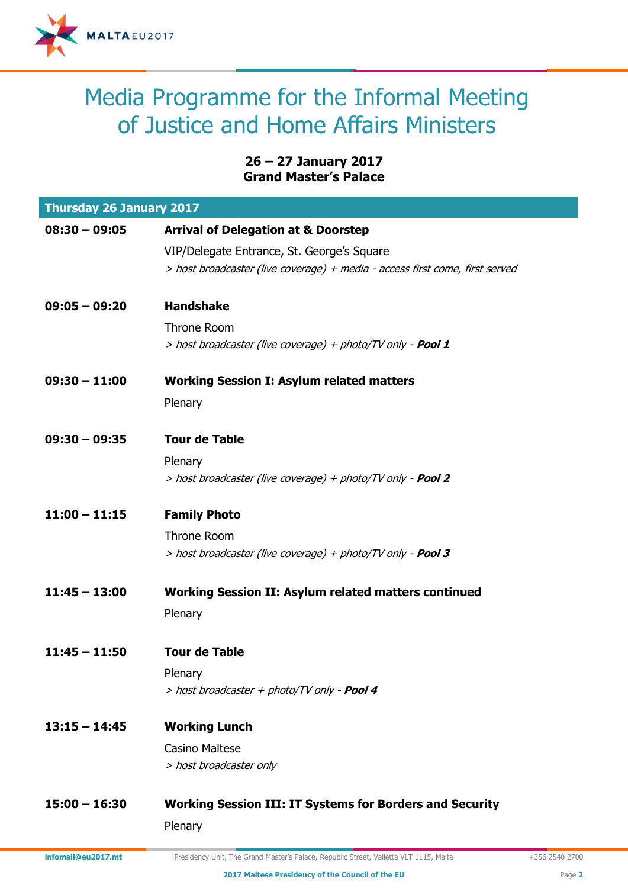# Media Programme for the Informal Meeting of Justice and Home Affairs Ministers

**26 – 27 January 2017**
**Grand Master's Palace**

## Thursday 26 January 2017

**08:30 – 09:05** **Arrival of Delegation at & Doorstep**
VIP/Delegate Entrance, St. George's Square
*> host broadcaster (live coverage) + media - access first come, first served*

**09:05 – 09:20** **Handshake**
Throne Room
*> host broadcaster (live coverage) + photo/TV only - **Pool 1***

**09:30 – 11:00** **Working Session I: Asylum related matters**
Plenary

**09:30 – 09:35** **Tour de Table**
Plenary
*> host broadcaster (live coverage) + photo/TV only - **Pool 2***

**11:00 – 11:15** **Family Photo**
Throne Room
*> host broadcaster (live coverage) + photo/TV only - **Pool 3***

**11:45 – 13:00** **Working Session II: Asylum related matters continued**
Plenary

**11:45 – 11:50** **Tour de Table**
Plenary
*> host broadcaster + photo/TV only - **Pool 4***

**13:15 – 14:45** **Working Lunch**
Casino Maltese
*> host broadcaster only*

**15:00 – 16:30** **Working Session III: IT Systems for Borders and Security**
Plenary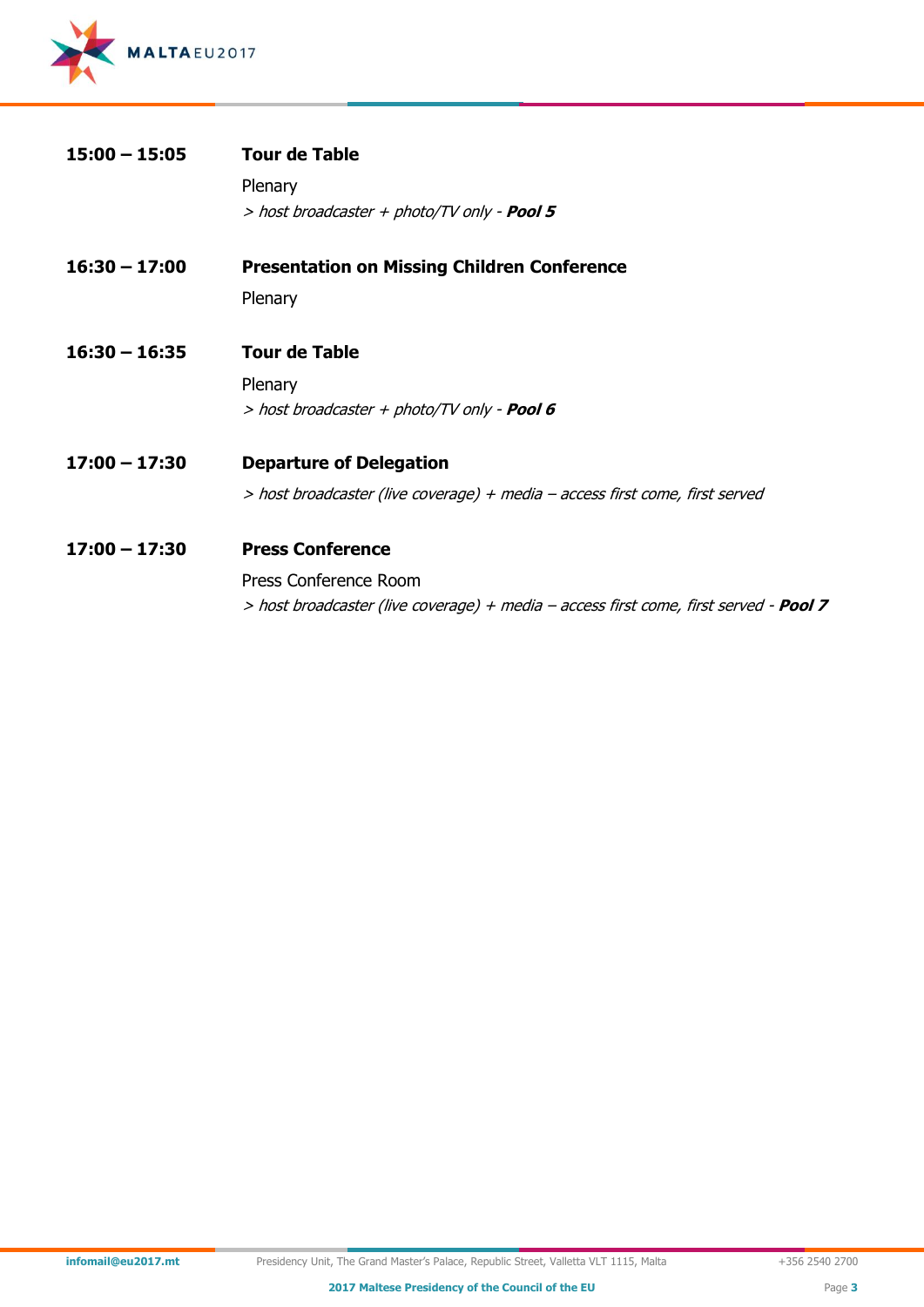**15:00 – 15:05** **Tour de Table**

Plenary

*> host broadcaster + photo/TV only -* ***Pool 5***

**16:30 – 17:00** **Presentation on Missing Children Conference**

Plenary

**16:30 – 16:35** **Tour de Table**

Plenary

*> host broadcaster + photo/TV only -* ***Pool 6***

**17:00 – 17:30** **Departure of Delegation**

*> host broadcaster (live coverage) + media – access first come, first served*

**17:00 – 17:30** **Press Conference**

Press Conference Room

*> host broadcaster (live coverage) + media – access first come, first served -* ***Pool 7***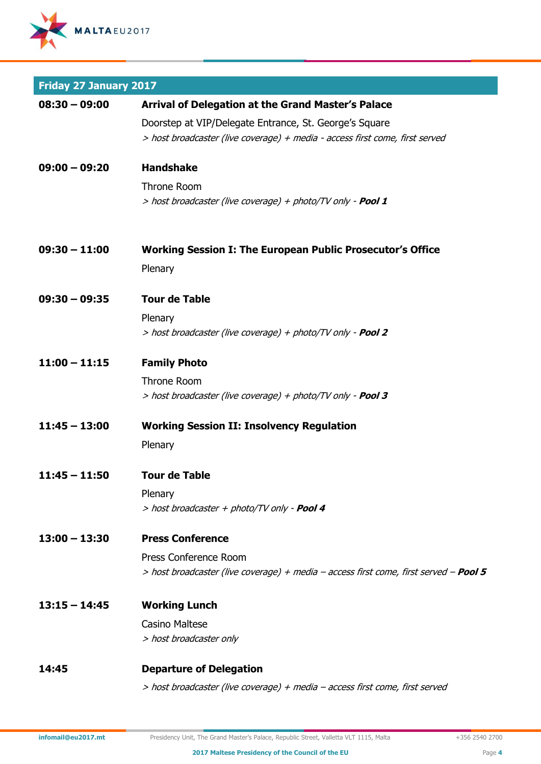## Friday 27 January 2017

**08:30 – 09:00** **Arrival of Delegation at the Grand Master's Palace**

Doorstep at VIP/Delegate Entrance, St. George's Square

*> host broadcaster (live coverage) + media - access first come, first served*

**09:00 – 09:20** **Handshake**

Throne Room

*> host broadcaster (live coverage) + photo/TV only -* ***Pool 1***

**09:30 – 11:00** **Working Session I: The European Public Prosecutor's Office**

Plenary

**09:30 – 09:35** **Tour de Table**

Plenary

*> host broadcaster (live coverage) + photo/TV only -* ***Pool 2***

**11:00 – 11:15** **Family Photo**

Throne Room

*> host broadcaster (live coverage) + photo/TV only -* ***Pool 3***

**11:45 – 13:00** **Working Session II: Insolvency Regulation**

Plenary

**11:45 – 11:50** **Tour de Table**

Plenary

*> host broadcaster + photo/TV only -* ***Pool 4***

**13:00 – 13:30** **Press Conference**

Press Conference Room

*> host broadcaster (live coverage) + media – access first come, first served –* ***Pool 5***

**13:15 – 14:45** **Working Lunch**

Casino Maltese

*> host broadcaster only*

**14:45** **Departure of Delegation**

*> host broadcaster (live coverage) + media – access first come, first served*